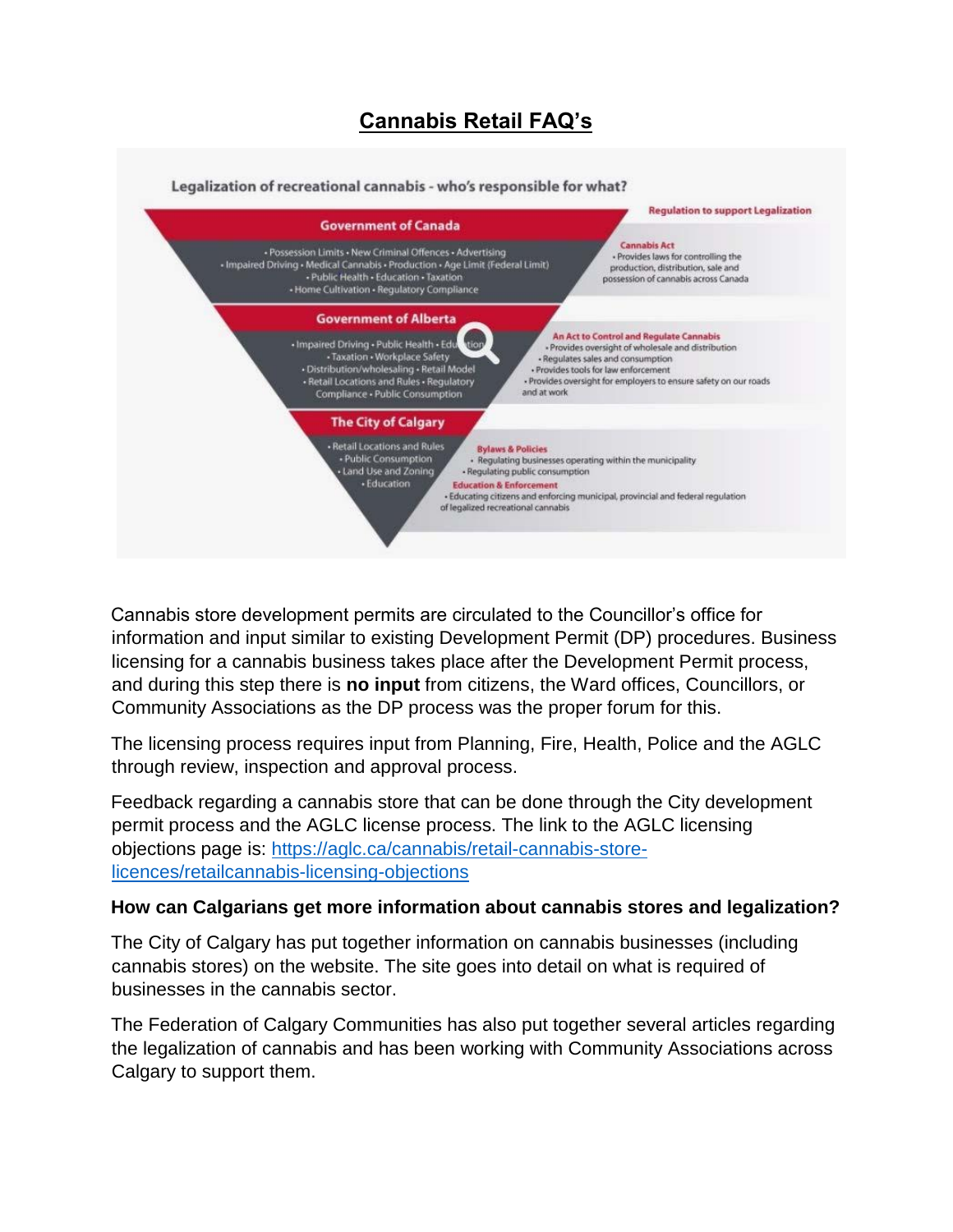# Cannabis Retail FAQ's

**Legalization of recreational cannabis - who's responsible for what?**

Regulation to support Legalization

**Government of Canada**

• Possession Limits • New Criminal Offences • Advertising • Impaired Driving • Medical Cannabis • Production • Age Limit (Federal Limit) • Public Health • Education • Taxation • Home Cultivation • Regulatory Compliance

**Cannabis Act**
• Provides laws for controlling the production, distribution, sale and possession of cannabis across Canada

**Government of Alberta**

• Impaired Driving • Public Health • Education • Taxation • Workplace Safety • Distribution/wholesaling • Retail Model • Retail Locations and Rules • Regulatory Compliance • Public Consumption

**An Act to Control and Regulate Cannabis**
• Provides oversight of wholesale and distribution
• Regulates sales and consumption
• Provides tools for law enforcement
• Provides oversight for employers to ensure safety on our roads and at work

**The City of Calgary**

• Retail Locations and Rules • Public Consumption • Land Use and Zoning • Education

**Bylaws & Policies**
• Regulating businesses operating within the municipality
• Regulating public consumption

**Education & Enforcement**
• Educating citizens and enforcing municipal, provincial and federal regulation of legalized recreational cannabis

Cannabis store development permits are circulated to the Councillor's office for information and input similar to existing Development Permit (DP) procedures. Business licensing for a cannabis business takes place after the Development Permit process, and during this step there is **no input** from citizens, the Ward offices, Councillors, or Community Associations as the DP process was the proper forum for this.

The licensing process requires input from Planning, Fire, Health, Police and the AGLC through review, inspection and approval process.

Feedback regarding a cannabis store that can be done through the City development permit process and the AGLC license process. The link to the AGLC licensing objections page is: [https://aglc.ca/cannabis/retail-cannabis-store-licences/retailcannabis-licensing-objections](https://aglc.ca/cannabis/retail-cannabis-store-licences/retailcannabis-licensing-objections)

**How can Calgarians get more information about cannabis stores and legalization?**

The City of Calgary has put together information on cannabis businesses (including cannabis stores) on the website. The site goes into detail on what is required of businesses in the cannabis sector.

The Federation of Calgary Communities has also put together several articles regarding the legalization of cannabis and has been working with Community Associations across Calgary to support them.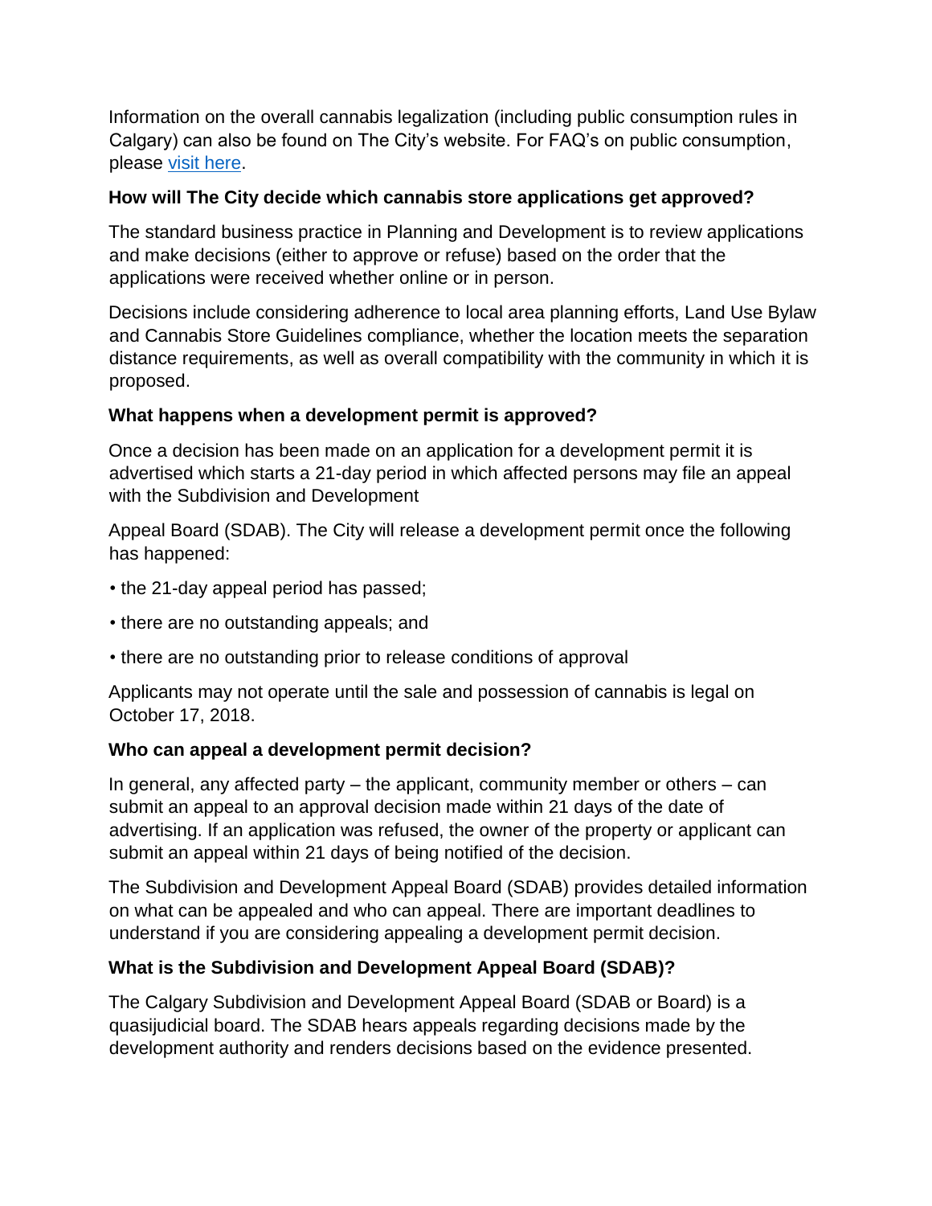Information on the overall cannabis legalization (including public consumption rules in Calgary) can also be found on The City's website. For FAQ's on public consumption, please visit here.

### How will The City decide which cannabis store applications get approved?

The standard business practice in Planning and Development is to review applications and make decisions (either to approve or refuse) based on the order that the applications were received whether online or in person.

Decisions include considering adherence to local area planning efforts, Land Use Bylaw and Cannabis Store Guidelines compliance, whether the location meets the separation distance requirements, as well as overall compatibility with the community in which it is proposed.

### What happens when a development permit is approved?

Once a decision has been made on an application for a development permit it is advertised which starts a 21-day period in which affected persons may file an appeal with the Subdivision and Development

Appeal Board (SDAB). The City will release a development permit once the following has happened:

- the 21-day appeal period has passed;
- there are no outstanding appeals; and
- there are no outstanding prior to release conditions of approval

Applicants may not operate until the sale and possession of cannabis is legal on October 17, 2018.

### Who can appeal a development permit decision?

In general, any affected party – the applicant, community member or others – can submit an appeal to an approval decision made within 21 days of the date of advertising. If an application was refused, the owner of the property or applicant can submit an appeal within 21 days of being notified of the decision.

The Subdivision and Development Appeal Board (SDAB) provides detailed information on what can be appealed and who can appeal. There are important deadlines to understand if you are considering appealing a development permit decision.

### What is the Subdivision and Development Appeal Board (SDAB)?

The Calgary Subdivision and Development Appeal Board (SDAB or Board) is a quasijudicial board. The SDAB hears appeals regarding decisions made by the development authority and renders decisions based on the evidence presented.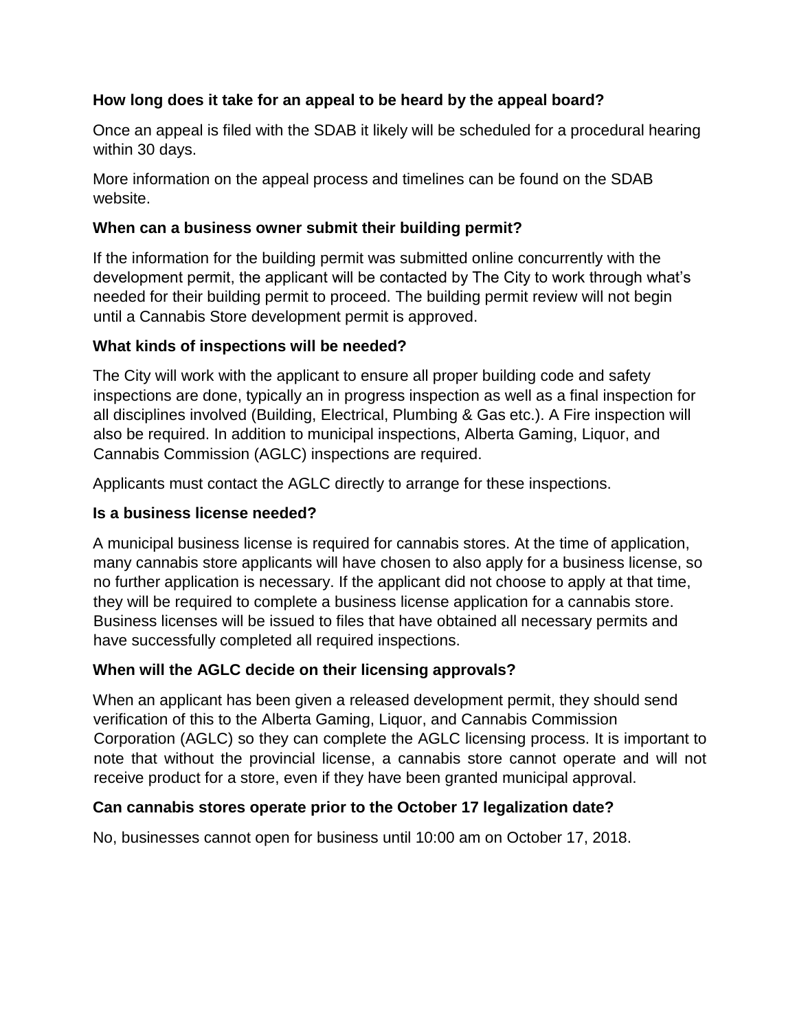**How long does it take for an appeal to be heard by the appeal board?**

Once an appeal is filed with the SDAB it likely will be scheduled for a procedural hearing within 30 days.

More information on the appeal process and timelines can be found on the SDAB website.

**When can a business owner submit their building permit?**

If the information for the building permit was submitted online concurrently with the development permit, the applicant will be contacted by The City to work through what's needed for their building permit to proceed. The building permit review will not begin until a Cannabis Store development permit is approved.

**What kinds of inspections will be needed?**

The City will work with the applicant to ensure all proper building code and safety inspections are done, typically an in progress inspection as well as a final inspection for all disciplines involved (Building, Electrical, Plumbing & Gas etc.). A Fire inspection will also be required. In addition to municipal inspections, Alberta Gaming, Liquor, and Cannabis Commission (AGLC) inspections are required.

Applicants must contact the AGLC directly to arrange for these inspections.

**Is a business license needed?**

A municipal business license is required for cannabis stores. At the time of application, many cannabis store applicants will have chosen to also apply for a business license, so no further application is necessary. If the applicant did not choose to apply at that time, they will be required to complete a business license application for a cannabis store. Business licenses will be issued to files that have obtained all necessary permits and have successfully completed all required inspections.

**When will the AGLC decide on their licensing approvals?**

When an applicant has been given a released development permit, they should send verification of this to the Alberta Gaming, Liquor, and Cannabis Commission Corporation (AGLC) so they can complete the AGLC licensing process. It is important to note that without the provincial license, a cannabis store cannot operate and will not receive product for a store, even if they have been granted municipal approval.

**Can cannabis stores operate prior to the October 17 legalization date?**

No, businesses cannot open for business until 10:00 am on October 17, 2018.